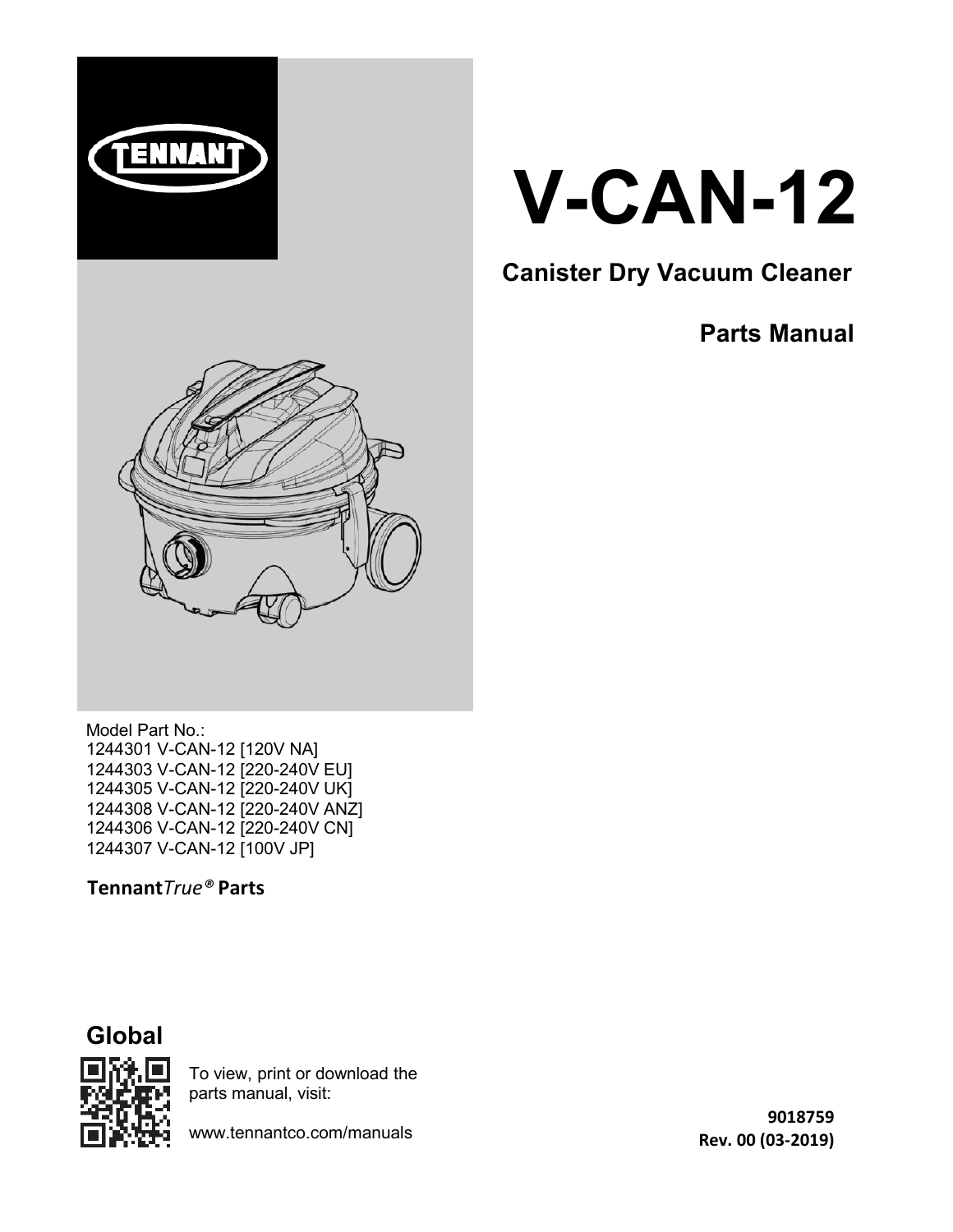TENNANT

# V-CAN-12

## Canister Dry Vacuum Cleaner

## Parts Manual

Model Part No.:
1244301 V-CAN-12 [120V NA]
1244303 V-CAN-12 [220-240V EU]
1244305 V-CAN-12 [220-240V UK]
1244308 V-CAN-12 [220-240V ANZ]
1244306 V-CAN-12 [220-240V CN]
1244307 V-CAN-12 [100V JP]

**Tennant*True®* Parts**

## Global

To view, print or download the parts manual, visit:

www.tennantco.com/manuals

**9018759**
**Rev. 00 (03-2019)**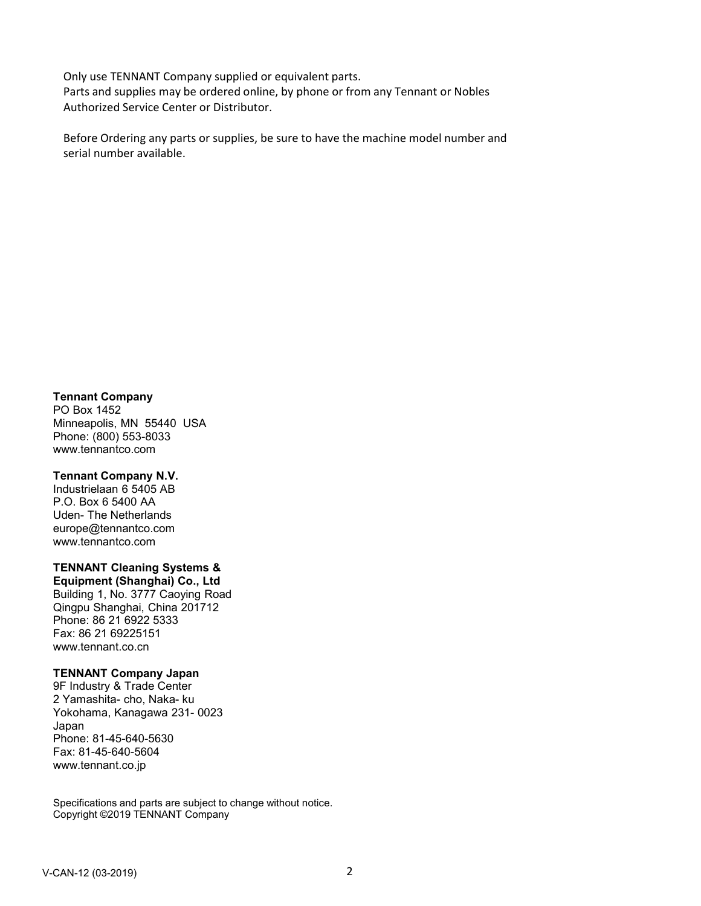Only use TENNANT Company supplied or equivalent parts.
Parts and supplies may be ordered online, by phone or from any Tennant or Nobles Authorized Service Center or Distributor.

Before Ordering any parts or supplies, be sure to have the machine model number and serial number available.

**Tennant Company**
PO Box 1452
Minneapolis, MN 55440 USA
Phone: (800) 553-8033
www.tennantco.com

**Tennant Company N.V.**
Industrielaan 6 5405 AB
P.O. Box 6 5400 AA
Uden- The Netherlands
europe@tennantco.com
www.tennantco.com

**TENNANT Cleaning Systems & Equipment (Shanghai) Co., Ltd**
Building 1, No. 3777 Caoying Road
Qingpu Shanghai, China 201712
Phone: 86 21 6922 5333
Fax: 86 21 69225151
www.tennant.co.cn

**TENNANT Company Japan**
9F Industry & Trade Center
2 Yamashita- cho, Naka- ku
Yokohama, Kanagawa 231- 0023
Japan
Phone: 81-45-640-5630
Fax: 81-45-640-5604
www.tennant.co.jp

Specifications and parts are subject to change without notice.
Copyright ©2019 TENNANT Company

V-CAN-12 (03-2019)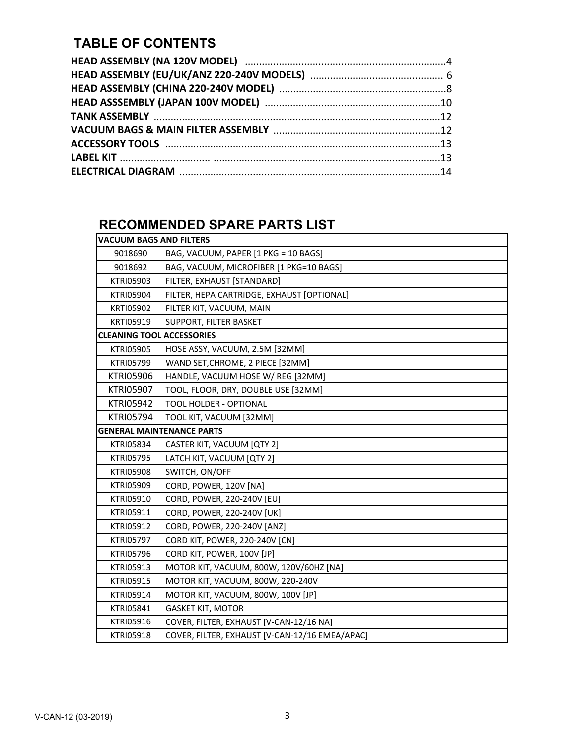## TABLE OF CONTENTS

**HEAD ASSEMBLY (NA 120V MODEL)** ....................................................................4
**HEAD ASSEMBLY (EU/UK/ANZ 220-240V MODELS)** ............................................ 6
**HEAD ASSEMBLY (CHINA 220-240V MODEL)** .........................................................8
**HEAD ASSSEMBLY (JAPAN 100V MODEL)** ............................................................10
**TANK ASSEMBLY** ....................................................................................................12
**VACUUM BAGS & MAIN FILTER ASSEMBLY** .........................................................12
**ACCESSORY TOOLS** ...............................................................................................13
**LABEL KIT** ................................ ...............................................................................13
**ELECTRICAL DIAGRAM** ..........................................................................................14

## RECOMMENDED SPARE PARTS LIST

| **VACUUM BAGS AND FILTERS** | |
|---|---|
| 9018690 | BAG, VACUUM, PAPER [1 PKG = 10 BAGS] |
| 9018692 | BAG, VACUUM, MICROFIBER [1 PKG=10 BAGS] |
| KTRI05903 | FILTER, EXHAUST [STANDARD] |
| KTRI05904 | FILTER, HEPA CARTRIDGE, EXHAUST [OPTIONAL] |
| KRTI05902 | FILTER KIT, VACUUM, MAIN |
| KRTI05919 | SUPPORT, FILTER BASKET |
| **CLEANING TOOL ACCESSORIES** | |
| KTRI05905 | HOSE ASSY, VACUUM, 2.5M [32MM] |
| KTRI05799 | WAND SET,CHROME, 2 PIECE [32MM] |
| KTRI05906 | HANDLE, VACUUM HOSE W/ REG [32MM] |
| KTRI05907 | TOOL, FLOOR, DRY, DOUBLE USE [32MM] |
| KTRI05942 | TOOL HOLDER - OPTIONAL |
| KTRI05794 | TOOL KIT, VACUUM [32MM] |
| **GENERAL MAINTENANCE PARTS** | |
| KTRI05834 | CASTER KIT, VACUUM [QTY 2] |
| KTRI05795 | LATCH KIT, VACUUM [QTY 2] |
| KTRI05908 | SWITCH, ON/OFF |
| KTRI05909 | CORD, POWER, 120V [NA] |
| KTRI05910 | CORD, POWER, 220-240V [EU] |
| KTRI05911 | CORD, POWER, 220-240V [UK] |
| KTRI05912 | CORD, POWER, 220-240V [ANZ] |
| KTRI05797 | CORD KIT, POWER, 220-240V [CN] |
| KTRI05796 | CORD KIT, POWER, 100V [JP] |
| KTRI05913 | MOTOR KIT, VACUUM, 800W, 120V/60HZ [NA] |
| KTRI05915 | MOTOR KIT, VACUUM, 800W, 220-240V |
| KTRI05914 | MOTOR KIT, VACUUM, 800W, 100V [JP] |
| KTRI05841 | GASKET KIT, MOTOR |
| KTRI05916 | COVER, FILTER, EXHAUST [V-CAN-12/16 NA] |
| KTRI05918 | COVER, FILTER, EXHAUST [V-CAN-12/16 EMEA/APAC] |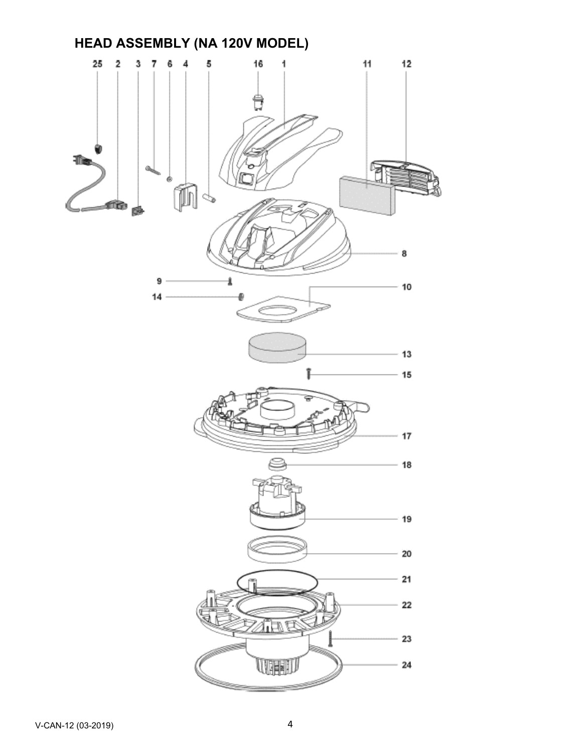# HEAD ASSEMBLY (NA 120V MODEL)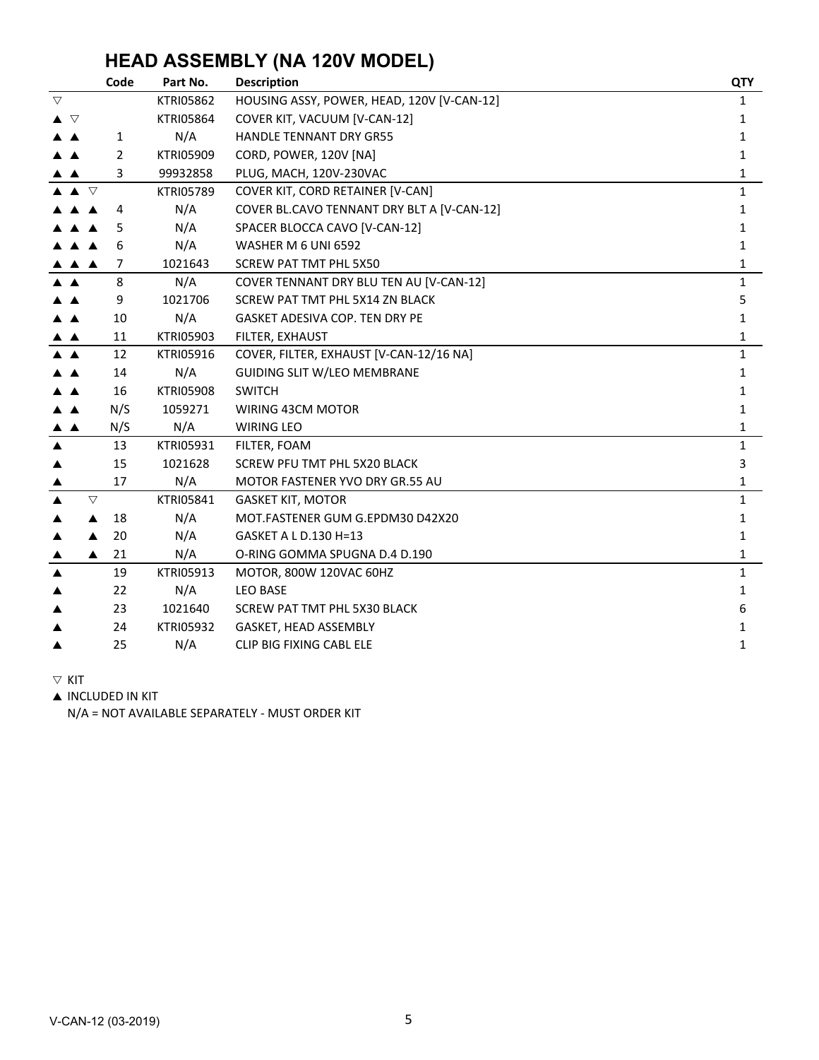# HEAD ASSEMBLY (NA 120V MODEL)

| | Code | Part No. | Description | QTY |
|---|---|---|---|---|
| ▽ | | KTRI05862 | HOUSING ASSY, POWER, HEAD, 120V [V-CAN-12] | 1 |
| ▲ ▽ | | KTRI05864 | COVER KIT, VACUUM [V-CAN-12] | 1 |
| ▲ ▲ | 1 | N/A | HANDLE TENNANT DRY GR55 | 1 |
| ▲ ▲ | 2 | KTRI05909 | CORD, POWER, 120V [NA] | 1 |
| ▲ ▲ | 3 | 99932858 | PLUG, MACH, 120V-230VAC | 1 |
| ▲ ▲ ▽ | | KTRI05789 | COVER KIT, CORD RETAINER [V-CAN] | 1 |
| ▲ ▲ ▲ | 4 | N/A | COVER BL.CAVO TENNANT DRY BLT A [V-CAN-12] | 1 |
| ▲ ▲ ▲ | 5 | N/A | SPACER BLOCCA CAVO [V-CAN-12] | 1 |
| ▲ ▲ ▲ | 6 | N/A | WASHER M 6 UNI 6592 | 1 |
| ▲ ▲ ▲ | 7 | 1021643 | SCREW PAT TMT PHL 5X50 | 1 |
| ▲ ▲ | 8 | N/A | COVER TENNANT DRY BLU TEN AU [V-CAN-12] | 1 |
| ▲ ▲ | 9 | 1021706 | SCREW PAT TMT PHL 5X14 ZN BLACK | 5 |
| ▲ ▲ | 10 | N/A | GASKET ADESIVA COP. TEN DRY PE | 1 |
| ▲ ▲ | 11 | KTRI05903 | FILTER, EXHAUST | 1 |
| ▲ ▲ | 12 | KTRI05916 | COVER, FILTER, EXHAUST [V-CAN-12/16 NA] | 1 |
| ▲ ▲ | 14 | N/A | GUIDING SLIT W/LEO MEMBRANE | 1 |
| ▲ ▲ | 16 | KTRI05908 | SWITCH | 1 |
| ▲ ▲ | N/S | 1059271 | WIRING 43CM MOTOR | 1 |
| ▲ ▲ | N/S | N/A | WIRING LEO | 1 |
| ▲ | 13 | KTRI05931 | FILTER, FOAM | 1 |
| ▲ | 15 | 1021628 | SCREW PFU TMT PHL 5X20 BLACK | 3 |
| ▲ | 17 | N/A | MOTOR FASTENER YVO DRY GR.55 AU | 1 |
| ▲ ▽ | | KTRI05841 | GASKET KIT, MOTOR | 1 |
| ▲ ▲ | 18 | N/A | MOT.FASTENER GUM G.EPDM30 D42X20 | 1 |
| ▲ ▲ | 20 | N/A | GASKET A L D.130 H=13 | 1 |
| ▲ ▲ | 21 | N/A | O-RING GOMMA SPUGNA D.4 D.190 | 1 |
| ▲ | 19 | KTRI05913 | MOTOR, 800W 120VAC 60HZ | 1 |
| ▲ | 22 | N/A | LEO BASE | 1 |
| ▲ | 23 | 1021640 | SCREW PAT TMT PHL 5X30 BLACK | 6 |
| ▲ | 24 | KTRI05932 | GASKET, HEAD ASSEMBLY | 1 |
| ▲ | 25 | N/A | CLIP BIG FIXING CABL ELE | 1 |

▽ KIT

▲ INCLUDED IN KIT

N/A = NOT AVAILABLE SEPARATELY - MUST ORDER KIT

V-CAN-12 (03-2019)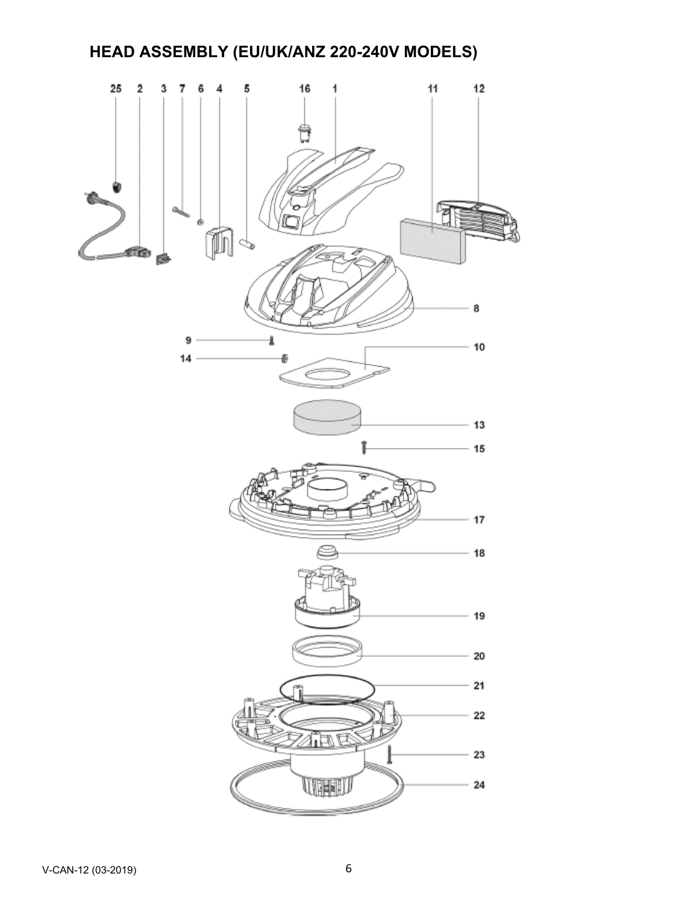# HEAD ASSEMBLY (EU/UK/ANZ 220-240V MODELS)

25 2 3 7 6 4 5 16 1 11 12

8

9

14

10

13

15

17

18

19

20

21

22

23

24

V-CAN-12 (03-2019)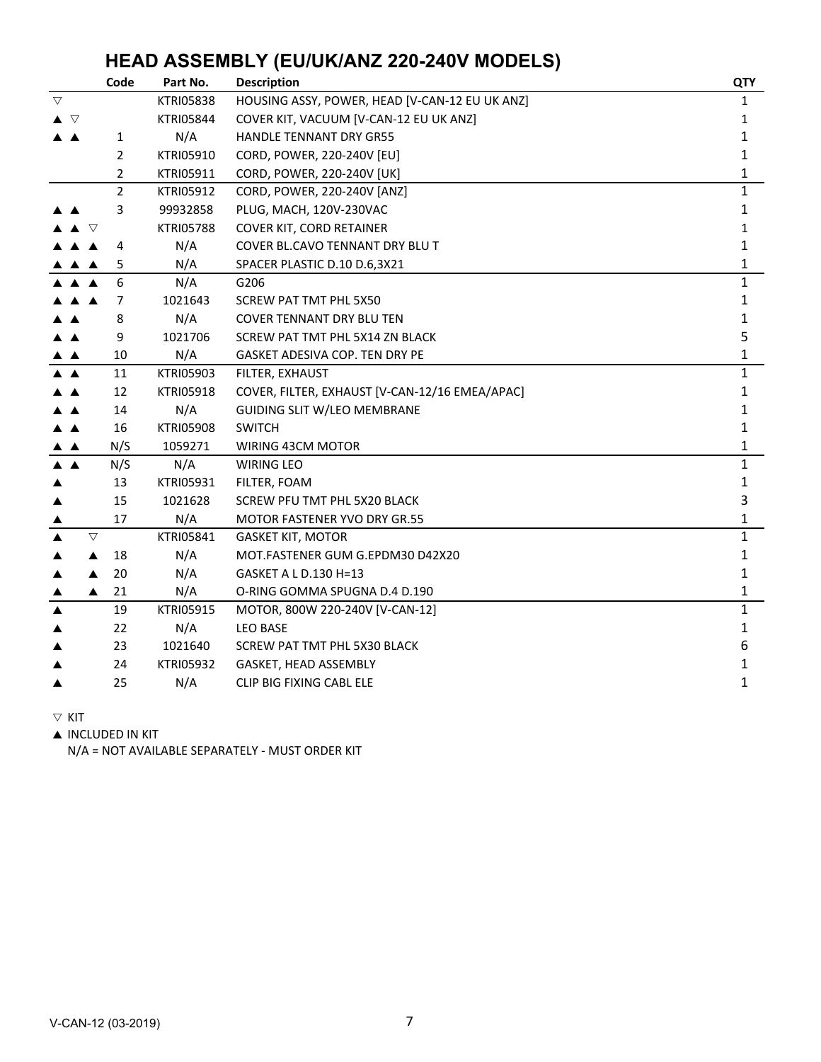# HEAD ASSEMBLY (EU/UK/ANZ 220-240V MODELS)

| | Code | Part No. | Description | QTY |
|---|---|---|---|---|
| ▽ | | KTRI05838 | HOUSING ASSY, POWER, HEAD [V-CAN-12 EU UK ANZ] | 1 |
| ▲ ▽ | | KTRI05844 | COVER KIT, VACUUM [V-CAN-12 EU UK ANZ] | 1 |
| ▲ ▲ | 1 | N/A | HANDLE TENNANT DRY GR55 | 1 |
| | 2 | KTRI05910 | CORD, POWER, 220-240V [EU] | 1 |
| | 2 | KTRI05911 | CORD, POWER, 220-240V [UK] | 1 |
| | 2 | KTRI05912 | CORD, POWER, 220-240V [ANZ] | 1 |
| ▲ ▲ | 3 | 99932858 | PLUG, MACH, 120V-230VAC | 1 |
| ▲ ▲ ▽ | | KTRI05788 | COVER KIT, CORD RETAINER | 1 |
| ▲ ▲ ▲ | 4 | N/A | COVER BL.CAVO TENNANT DRY BLU T | 1 |
| ▲ ▲ ▲ | 5 | N/A | SPACER PLASTIC D.10 D.6,3X21 | 1 |
| ▲ ▲ ▲ | 6 | N/A | G206 | 1 |
| ▲ ▲ ▲ | 7 | 1021643 | SCREW PAT TMT PHL 5X50 | 1 |
| ▲ ▲ | 8 | N/A | COVER TENNANT DRY BLU TEN | 1 |
| ▲ ▲ | 9 | 1021706 | SCREW PAT TMT PHL 5X14 ZN BLACK | 5 |
| ▲ ▲ | 10 | N/A | GASKET ADESIVA COP. TEN DRY PE | 1 |
| ▲ ▲ | 11 | KTRI05903 | FILTER, EXHAUST | 1 |
| ▲ ▲ | 12 | KTRI05918 | COVER, FILTER, EXHAUST [V-CAN-12/16 EMEA/APAC] | 1 |
| ▲ ▲ | 14 | N/A | GUIDING SLIT W/LEO MEMBRANE | 1 |
| ▲ ▲ | 16 | KTRI05908 | SWITCH | 1 |
| ▲ ▲ | N/S | 1059271 | WIRING 43CM MOTOR | 1 |
| ▲ ▲ | N/S | N/A | WIRING LEO | 1 |
| ▲ | 13 | KTRI05931 | FILTER, FOAM | 1 |
| ▲ | 15 | 1021628 | SCREW PFU TMT PHL 5X20 BLACK | 3 |
| ▲ | 17 | N/A | MOTOR FASTENER YVO DRY GR.55 | 1 |
| ▲ ▽ | | KTRI05841 | GASKET KIT, MOTOR | 1 |
| ▲ ▲ | 18 | N/A | MOT.FASTENER GUM G.EPDM30 D42X20 | 1 |
| ▲ ▲ | 20 | N/A | GASKET A L D.130 H=13 | 1 |
| ▲ ▲ | 21 | N/A | O-RING GOMMA SPUGNA D.4 D.190 | 1 |
| ▲ | 19 | KTRI05915 | MOTOR, 800W 220-240V [V-CAN-12] | 1 |
| ▲ | 22 | N/A | LEO BASE | 1 |
| ▲ | 23 | 1021640 | SCREW PAT TMT PHL 5X30 BLACK | 6 |
| ▲ | 24 | KTRI05932 | GASKET, HEAD ASSEMBLY | 1 |
| ▲ | 25 | N/A | CLIP BIG FIXING CABL ELE | 1 |

▽ KIT

▲ INCLUDED IN KIT

N/A = NOT AVAILABLE SEPARATELY - MUST ORDER KIT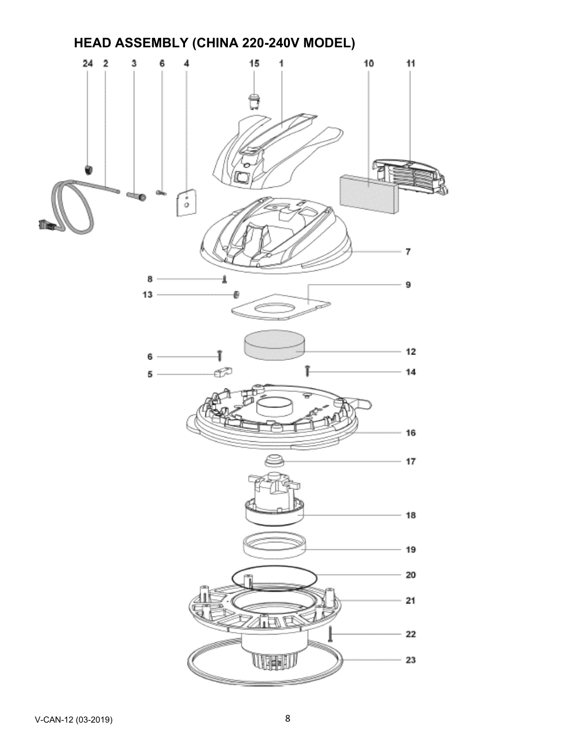## HEAD ASSEMBLY (CHINA 220-240V MODEL)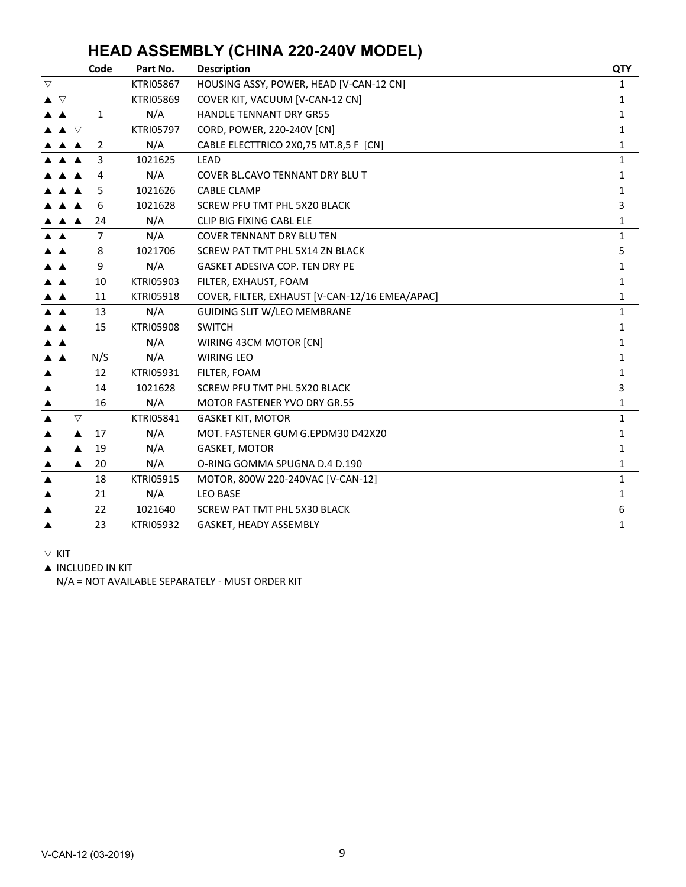# HEAD ASSEMBLY (CHINA 220-240V MODEL)

| | Code | Part No. | Description | QTY |
|---|---|---|---|---|
| ▽ | | KTRI05867 | HOUSING ASSY, POWER, HEAD [V-CAN-12 CN] | 1 |
| ▲ ▽ | | KTRI05869 | COVER KIT, VACUUM [V-CAN-12 CN] | 1 |
| ▲ ▲ | 1 | N/A | HANDLE TENNANT DRY GR55 | 1 |
| ▲ ▲ ▽ | | KTRI05797 | CORD, POWER, 220-240V [CN] | 1 |
| ▲ ▲ ▲ | 2 | N/A | CABLE ELECTTRICO 2X0,75 MT.8,5 F [CN] | 1 |
| ▲ ▲ ▲ | 3 | 1021625 | LEAD | 1 |
| ▲ ▲ ▲ | 4 | N/A | COVER BL.CAVO TENNANT DRY BLU T | 1 |
| ▲ ▲ ▲ | 5 | 1021626 | CABLE CLAMP | 1 |
| ▲ ▲ ▲ | 6 | 1021628 | SCREW PFU TMT PHL 5X20 BLACK | 3 |
| ▲ ▲ ▲ | 24 | N/A | CLIP BIG FIXING CABL ELE | 1 |
| ▲ ▲ | 7 | N/A | COVER TENNANT DRY BLU TEN | 1 |
| ▲ ▲ | 8 | 1021706 | SCREW PAT TMT PHL 5X14 ZN BLACK | 5 |
| ▲ ▲ | 9 | N/A | GASKET ADESIVA COP. TEN DRY PE | 1 |
| ▲ ▲ | 10 | KTRI05903 | FILTER, EXHAUST, FOAM | 1 |
| ▲ ▲ | 11 | KTRI05918 | COVER, FILTER, EXHAUST [V-CAN-12/16 EMEA/APAC] | 1 |
| ▲ ▲ | 13 | N/A | GUIDING SLIT W/LEO MEMBRANE | 1 |
| ▲ ▲ | 15 | KTRI05908 | SWITCH | 1 |
| ▲ ▲ | | N/A | WIRING 43CM MOTOR [CN] | 1 |
| ▲ ▲ | N/S | N/A | WIRING LEO | 1 |
| ▲ | 12 | KTRI05931 | FILTER, FOAM | 1 |
| ▲ | 14 | 1021628 | SCREW PFU TMT PHL 5X20 BLACK | 3 |
| ▲ | 16 | N/A | MOTOR FASTENER YVO DRY GR.55 | 1 |
| ▲ ▽ | | KTRI05841 | GASKET KIT, MOTOR | 1 |
| ▲ ▲ | 17 | N/A | MOT. FASTENER GUM G.EPDM30 D42X20 | 1 |
| ▲ ▲ | 19 | N/A | GASKET, MOTOR | 1 |
| ▲ ▲ | 20 | N/A | O-RING GOMMA SPUGNA D.4 D.190 | 1 |
| ▲ | 18 | KTRI05915 | MOTOR, 800W 220-240VAC [V-CAN-12] | 1 |
| ▲ | 21 | N/A | LEO BASE | 1 |
| ▲ | 22 | 1021640 | SCREW PAT TMT PHL 5X30 BLACK | 6 |
| ▲ | 23 | KTRI05932 | GASKET, HEADY ASSEMBLY | 1 |

▽ KIT

▲ INCLUDED IN KIT

N/A = NOT AVAILABLE SEPARATELY - MUST ORDER KIT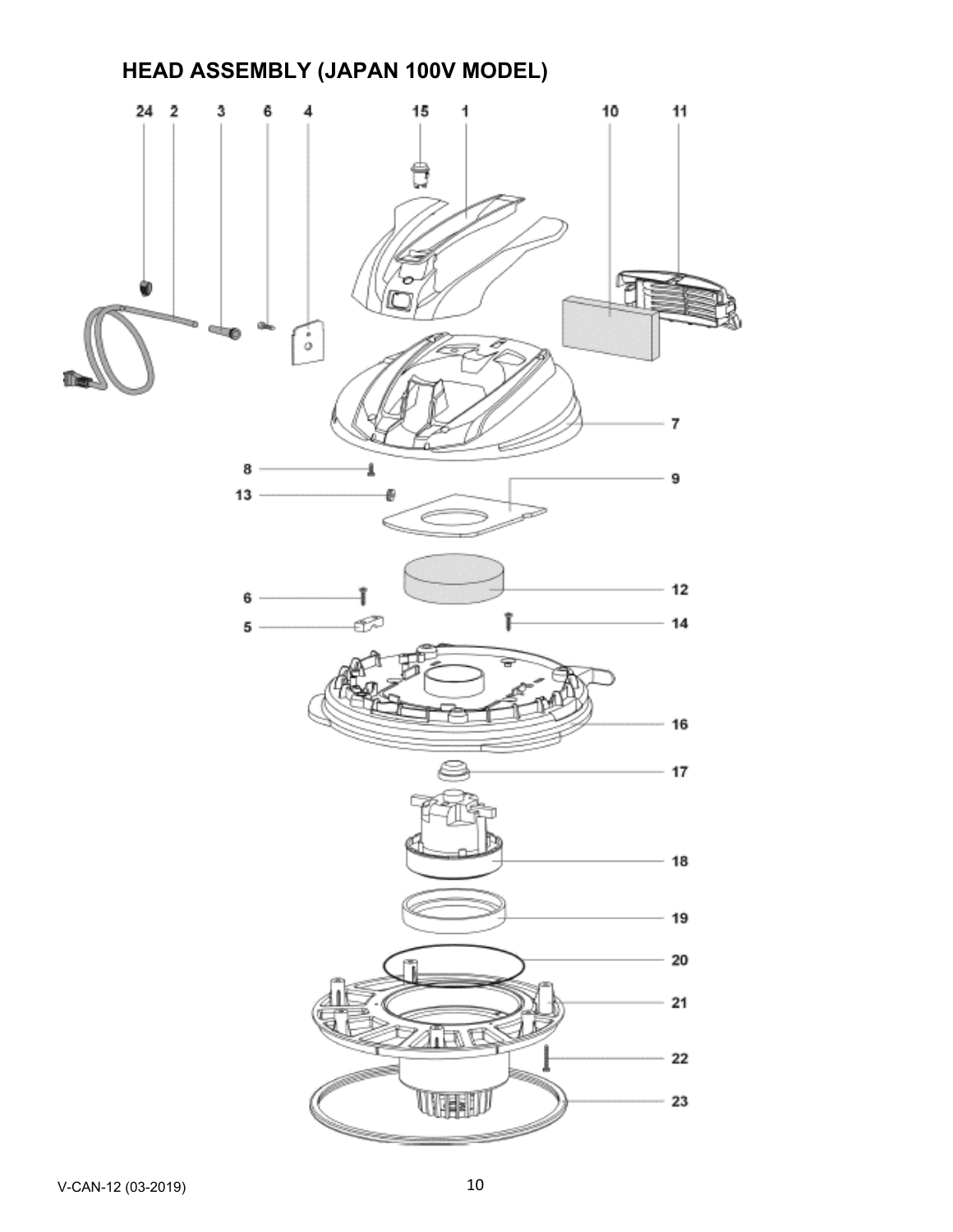# HEAD ASSEMBLY (JAPAN 100V MODEL)

24 2 3 6 4 15 1 10 11

7

8

13

9

12

6

5

14

16

17

18

19

20

21

22

23

V-CAN-12 (03-2019)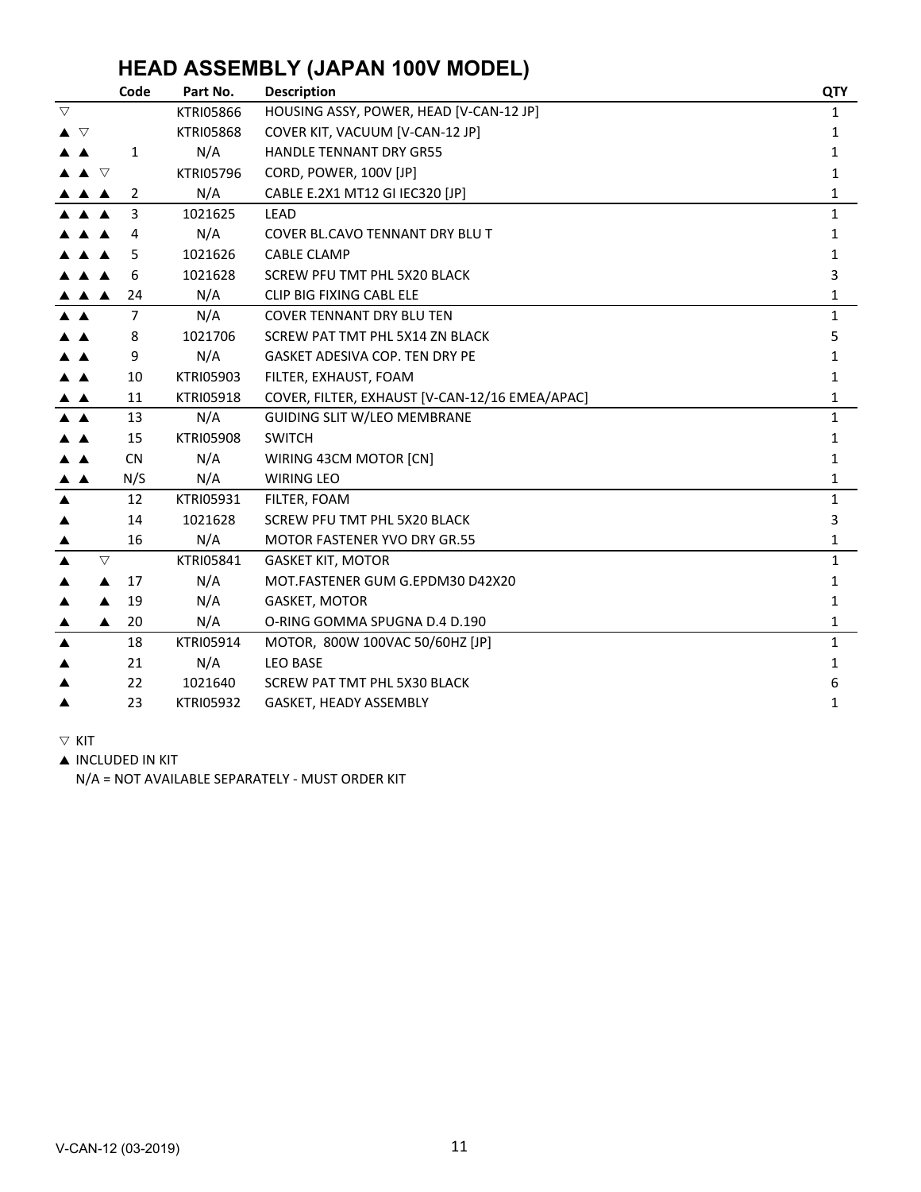# HEAD ASSEMBLY (JAPAN 100V MODEL)

| | | | Code | Part No. | Description | QTY |
|---|---|---|---|---|---|---|
| ▽ | | | | KTRI05866 | HOUSING ASSY, POWER, HEAD [V-CAN-12 JP] | 1 |
| ▲ | ▽ | | | KTRI05868 | COVER KIT, VACUUM [V-CAN-12 JP] | 1 |
| ▲ | ▲ | | 1 | N/A | HANDLE TENNANT DRY GR55 | 1 |
| ▲ | ▲ | ▽ | | KTRI05796 | CORD, POWER, 100V [JP] | 1 |
| ▲ | ▲ | ▲ | 2 | N/A | CABLE E.2X1 MT12 GI IEC320 [JP] | 1 |
| ▲ | ▲ | ▲ | 3 | 1021625 | LEAD | 1 |
| ▲ | ▲ | ▲ | 4 | N/A | COVER BL.CAVO TENNANT DRY BLU T | 1 |
| ▲ | ▲ | ▲ | 5 | 1021626 | CABLE CLAMP | 1 |
| ▲ | ▲ | ▲ | 6 | 1021628 | SCREW PFU TMT PHL 5X20 BLACK | 3 |
| ▲ | ▲ | ▲ | 24 | N/A | CLIP BIG FIXING CABL ELE | 1 |
| ▲ | ▲ | | 7 | N/A | COVER TENNANT DRY BLU TEN | 1 |
| ▲ | ▲ | | 8 | 1021706 | SCREW PAT TMT PHL 5X14 ZN BLACK | 5 |
| ▲ | ▲ | | 9 | N/A | GASKET ADESIVA COP. TEN DRY PE | 1 |
| ▲ | ▲ | | 10 | KTRI05903 | FILTER, EXHAUST, FOAM | 1 |
| ▲ | ▲ | | 11 | KTRI05918 | COVER, FILTER, EXHAUST [V-CAN-12/16 EMEA/APAC] | 1 |
| ▲ | ▲ | | 13 | N/A | GUIDING SLIT W/LEO MEMBRANE | 1 |
| ▲ | ▲ | | 15 | KTRI05908 | SWITCH | 1 |
| ▲ | ▲ | | CN | N/A | WIRING 43CM MOTOR [CN] | 1 |
| ▲ | ▲ | | N/S | N/A | WIRING LEO | 1 |
| ▲ | | | 12 | KTRI05931 | FILTER, FOAM | 1 |
| ▲ | | | 14 | 1021628 | SCREW PFU TMT PHL 5X20 BLACK | 3 |
| ▲ | | | 16 | N/A | MOTOR FASTENER YVO DRY GR.55 | 1 |
| ▲ | | ▽ | | KTRI05841 | GASKET KIT, MOTOR | 1 |
| ▲ | | ▲ | 17 | N/A | MOT.FASTENER GUM G.EPDM30 D42X20 | 1 |
| ▲ | | ▲ | 19 | N/A | GASKET, MOTOR | 1 |
| ▲ | | ▲ | 20 | N/A | O-RING GOMMA SPUGNA D.4 D.190 | 1 |
| ▲ | | | 18 | KTRI05914 | MOTOR, 800W 100VAC 50/60HZ [JP] | 1 |
| ▲ | | | 21 | N/A | LEO BASE | 1 |
| ▲ | | | 22 | 1021640 | SCREW PAT TMT PHL 5X30 BLACK | 6 |
| ▲ | | | 23 | KTRI05932 | GASKET, HEADY ASSEMBLY | 1 |

▽ KIT

▲ INCLUDED IN KIT

N/A = NOT AVAILABLE SEPARATELY - MUST ORDER KIT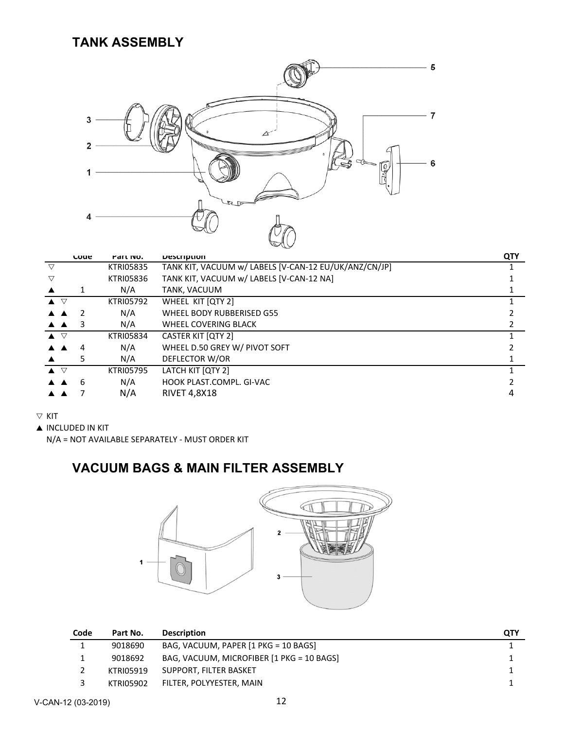## TANK ASSEMBLY

| | Code | Part No. | Description | QTY |
|---|---|---|---|---|
| ▽ | | KTRI05835 | TANK KIT, VACUUM w/ LABELS [V-CAN-12 EU/UK/ANZ/CN/JP] | 1 |
| ▽ | | KTRI05836 | TANK KIT, VACUUM w/ LABELS [V-CAN-12 NA] | 1 |
| ▲ | 1 | N/A | TANK, VACUUM | 1 |
| ▲ ▽ | | KTRI05792 | WHEEL KIT [QTY 2] | 1 |
| ▲ ▲ | 2 | N/A | WHEEL BODY RUBBERISED G55 | 2 |
| ▲ ▲ | 3 | N/A | WHEEL COVERING BLACK | 2 |
| ▲ ▽ | | KTRI05834 | CASTER KIT [QTY 2] | 1 |
| ▲ ▲ | 4 | N/A | WHEEL D.50 GREY W/ PIVOT SOFT | 2 |
| ▲ | 5 | N/A | DEFLECTOR W/OR | 1 |
| ▲ ▽ | | KTRI05795 | LATCH KIT [QTY 2] | 1 |
| ▲ ▲ | 6 | N/A | HOOK PLAST.COMPL. GI-VAC | 2 |
| ▲ ▲ | 7 | N/A | RIVET 4,8X18 | 4 |

▽ KIT

▲ INCLUDED IN KIT

N/A = NOT AVAILABLE SEPARATELY - MUST ORDER KIT

## VACUUM BAGS & MAIN FILTER ASSEMBLY

| Code | Part No. | Description | QTY |
|---|---|---|---|
| 1 | 9018690 | BAG, VACUUM, PAPER [1 PKG = 10 BAGS] | 1 |
| 1 | 9018692 | BAG, VACUUM, MICROFIBER [1 PKG = 10 BAGS] | 1 |
| 2 | KTRI05919 | SUPPORT, FILTER BASKET | 1 |
| 3 | KTRI05902 | FILTER, POLYYESTER, MAIN | 1 |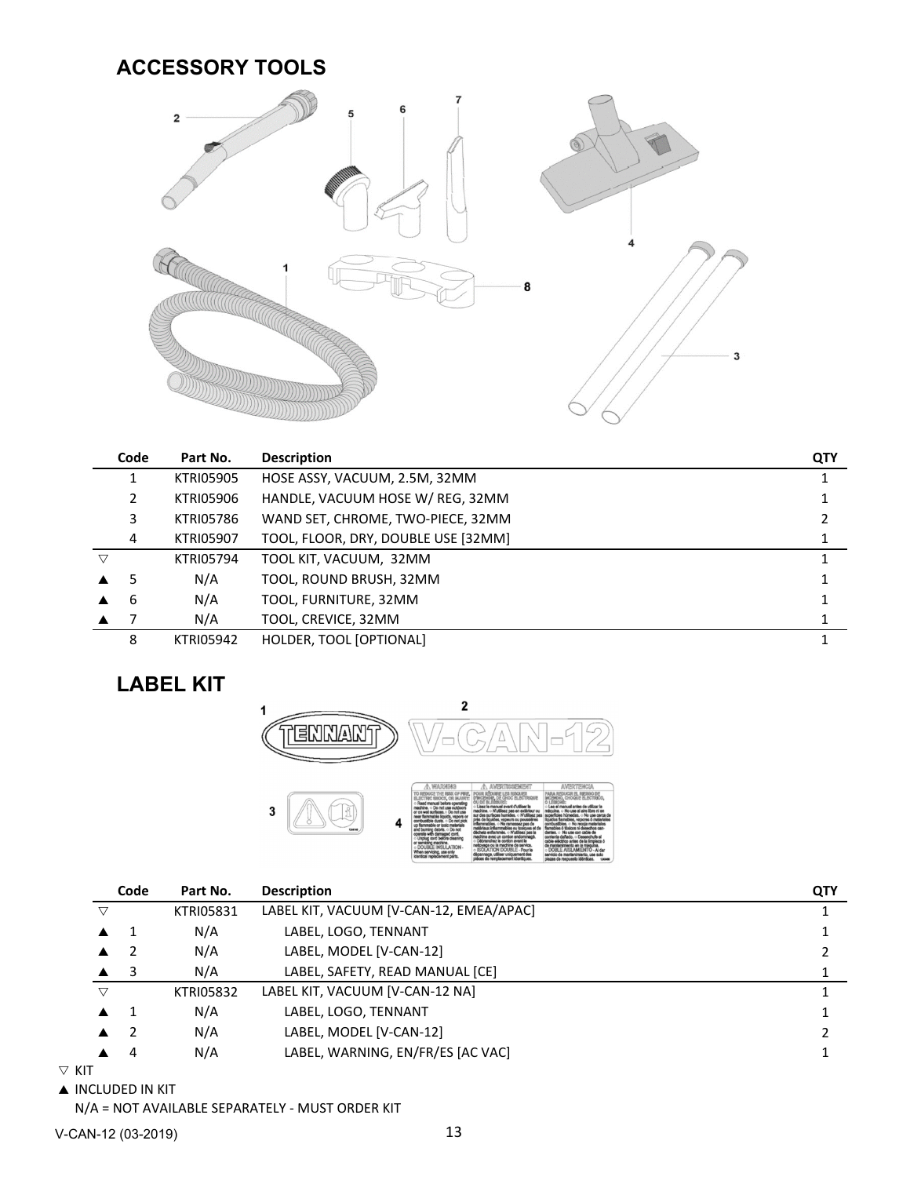## ACCESSORY TOOLS

| | Code | Part No. | Description | QTY |
|---|---|---|---|---|
| | 1 | KTRI05905 | HOSE ASSY, VACUUM, 2.5M, 32MM | 1 |
| | 2 | KTRI05906 | HANDLE, VACUUM HOSE W/ REG, 32MM | 1 |
| | 3 | KTRI05786 | WAND SET, CHROME, TWO-PIECE, 32MM | 2 |
| | 4 | KTRI05907 | TOOL, FLOOR, DRY, DOUBLE USE [32MM] | 1 |
| ▽ | | KTRI05794 | TOOL KIT, VACUUM, 32MM | 1 |
| ▲ | 5 | N/A | TOOL, ROUND BRUSH, 32MM | 1 |
| ▲ | 6 | N/A | TOOL, FURNITURE, 32MM | 1 |
| ▲ | 7 | N/A | TOOL, CREVICE, 32MM | 1 |
| | 8 | KTRI05942 | HOLDER, TOOL [OPTIONAL] | 1 |

## LABEL KIT

| | Code | Part No. | Description | QTY |
|---|---|---|---|---|
| ▽ | | KTRI05831 | LABEL KIT, VACUUM [V-CAN-12, EMEA/APAC] | 1 |
| ▲ | 1 | N/A | LABEL, LOGO, TENNANT | 1 |
| ▲ | 2 | N/A | LABEL, MODEL [V-CAN-12] | 2 |
| ▲ | 3 | N/A | LABEL, SAFETY, READ MANUAL [CE] | 1 |
| ▽ | | KTRI05832 | LABEL KIT, VACUUM [V-CAN-12 NA] | 1 |
| ▲ | 1 | N/A | LABEL, LOGO, TENNANT | 1 |
| ▲ | 2 | N/A | LABEL, MODEL [V-CAN-12] | 2 |
| ▲ | 4 | N/A | LABEL, WARNING, EN/FR/ES [AC VAC] | 1 |

▽ KIT

▲ INCLUDED IN KIT

N/A = NOT AVAILABLE SEPARATELY - MUST ORDER KIT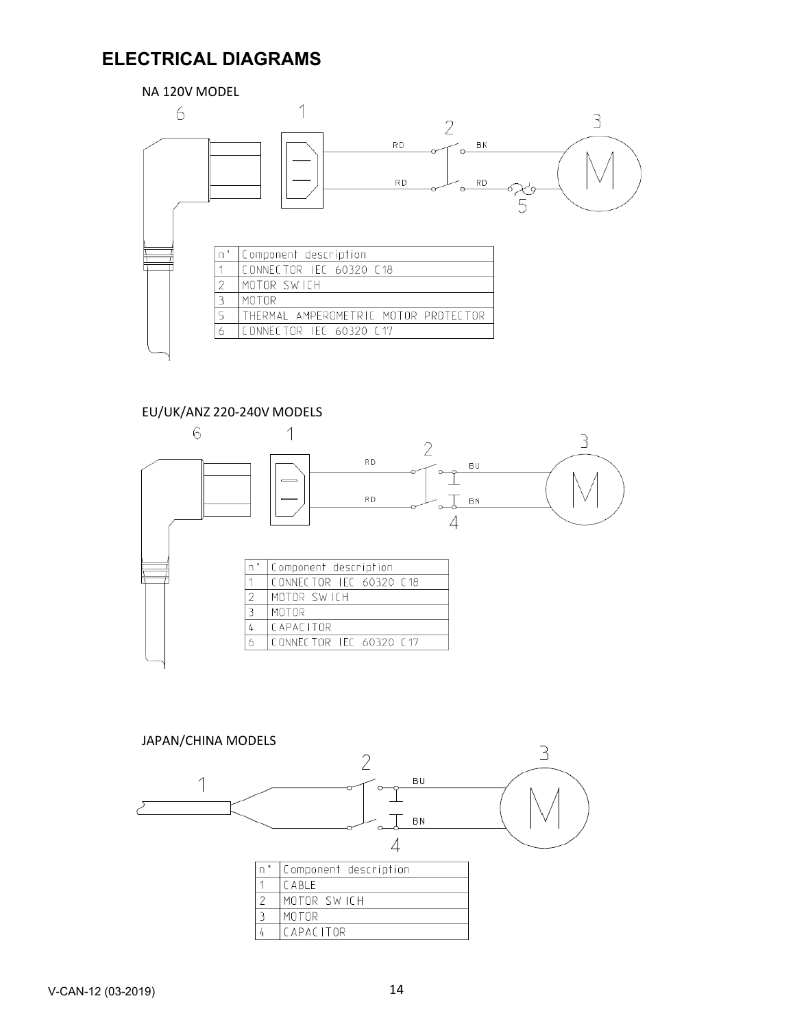# ELECTRICAL DIAGRAMS

NA 120V MODEL

6
1
2
3
RD
BK
RD
RD
5
M

| n° | Component description |
|---|---|
| 1 | CONNECTOR IEC 60320 C18 |
| 2 | MOTOR SWICH |
| 3 | MOTOR |
| 5 | THERMAL AMPEROMETRIC MOTOR PROTECTOR |
| 6 | CONNECTOR IEC 60320 C17 |

EU/UK/ANZ 220-240V MODELS

6
1
2
3
RD
BU
RD
BN
4
M

| n° | Component description |
|---|---|
| 1 | CONNECTOR IEC 60320 C18 |
| 2 | MOTOR SWICH |
| 3 | MOTOR |
| 4 | CAPACITOR |
| 6 | CONNECTOR IEC 60320 C17 |

JAPAN/CHINA MODELS

1
2
3
BU
BN
4
M

| n° | Component description |
|---|---|
| 1 | CABLE |
| 2 | MOTOR SWICH |
| 3 | MOTOR |
| 4 | CAPACITOR |

V-CAN-12 (03-2019)